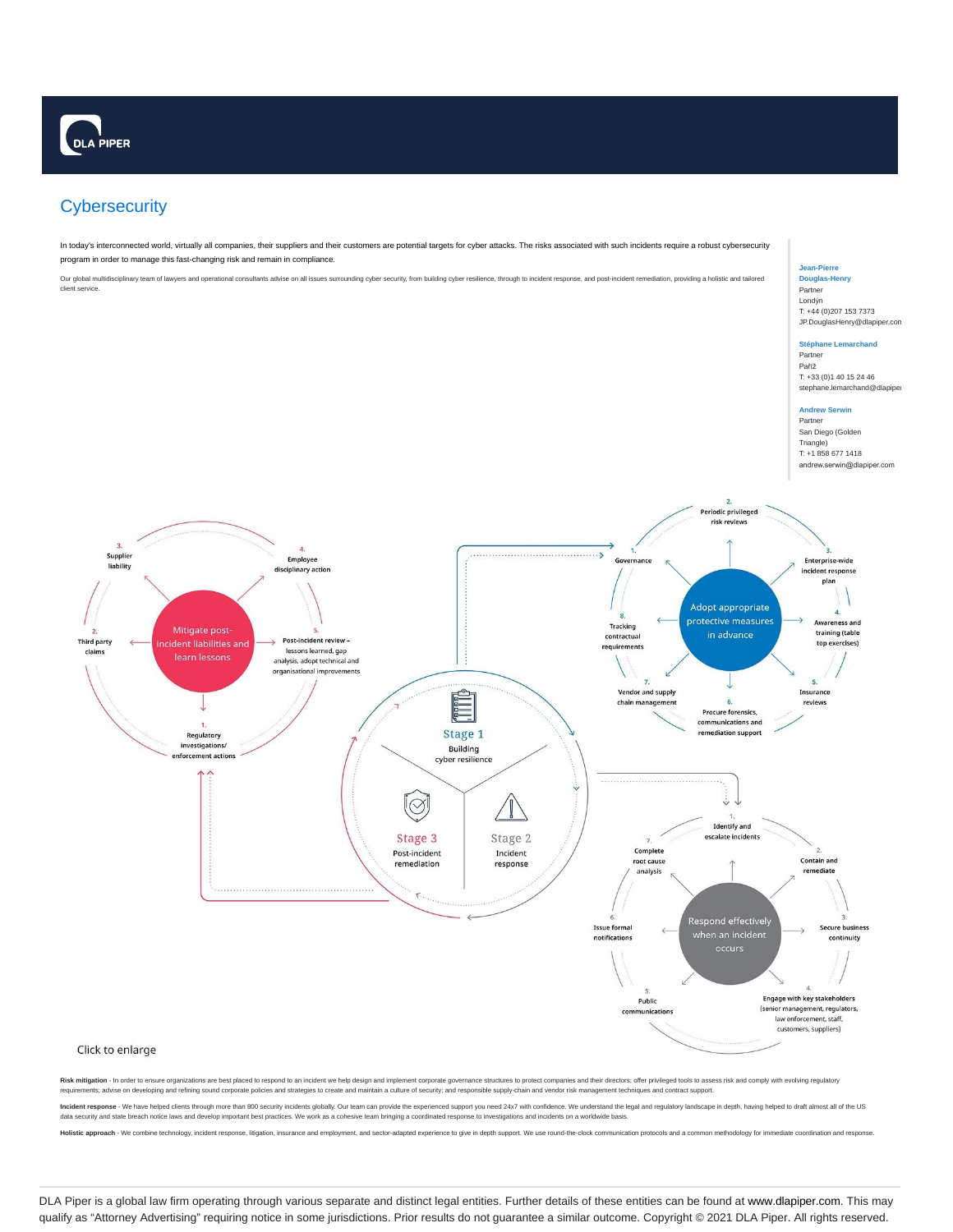DLA PIPER

# Cybersecurity

In today's interconnected world, virtually all companies, their suppliers and their customers are potential targets for cyber attacks. The risks associated with such incidents require a robust cybersecurity program in order to manage this fast-changing risk and remain in compliance.

Our global multidisciplinary team of lawyers and operational consultants advise on all issues surrounding cyber security, from building cyber resilience, through to incident response, and post-incident remediation, providing a holistic and tailored client service.

**Jean-Pierre Douglas-Henry**
Partner
Londýn
T: +44 (0)207 153 7373
JP.DouglasHenry@dlapiper.com

**Stéphane Lemarchand**
Partner
Paříž
T: +33 (0)1 40 15 24 46
stephane.lemarchand@dlapiper

**Andrew Serwin**
Partner
San Diego (Golden Triangle)
T: +1 858 677 1418
andrew.serwin@dlapiper.com

**Stage 1** Building cyber resilience

Adopt appropriate protective measures in advance

1. Governance
2. Periodic privileged risk reviews
3. Enterprise-wide incident response plan
4. Awareness and training (table top exercises)
5. Insurance reviews
6. Procure forensics, communications and remediation support
7. Vendor and supply chain management
8. Tracking contractual requirements

**Stage 2** Incident response

Respond effectively when an incident occurs

1. Identify and escalate incidents
2. Contain and remediate
3. Secure business continuity
4. Engage with key stakeholders (senior management, regulators, law enforcement, staff, customers, suppliers)
5. Public communications
6. Issue formal notifications
7. Complete root cause analysis

**Stage 3** Post-incident remediation

Mitigate post-incident liabilities and learn lessons

1. Regulatory investigations/ enforcement actions
2. Third party claims
3. Supplier liability
4. Employee disciplinary action
5. Post-incident review – lessons learned, gap analysis, adopt technical and organisational improvements

Click to enlarge

**Risk mitigation** - In order to ensure organizations are best placed to respond to an incident we help design and implement corporate governance structures to protect companies and their directors; offer privileged tools to assess risk and comply with evolving regulatory requirements; advise on developing and refining sound corporate policies and strategies to create and maintain a culture of security; and responsible supply-chain and vendor risk management techniques and contract support.

**Incident response** - We have helped clients through more than 800 security incidents globally. Our team can provide the experienced support you need 24x7 with confidence. We understand the legal and regulatory landscape in depth, having helped to draft almost all of the US data security and state breach notice laws and develop important best practices. We work as a cohesive team bringing a coordinated response to investigations and incidents on a worldwide basis.

**Holistic approach** - We combine technology, incident response, litigation, insurance and employment, and sector-adapted experience to give in depth support. We use round-the-clock communication protocols and a common methodology for immediate coordination and response.

DLA Piper is a global law firm operating through various separate and distinct legal entities. Further details of these entities can be found at www.dlapiper.com. This may qualify as "Attorney Advertising" requiring notice in some jurisdictions. Prior results do not guarantee a similar outcome. Copyright © 2021 DLA Piper. All rights reserved.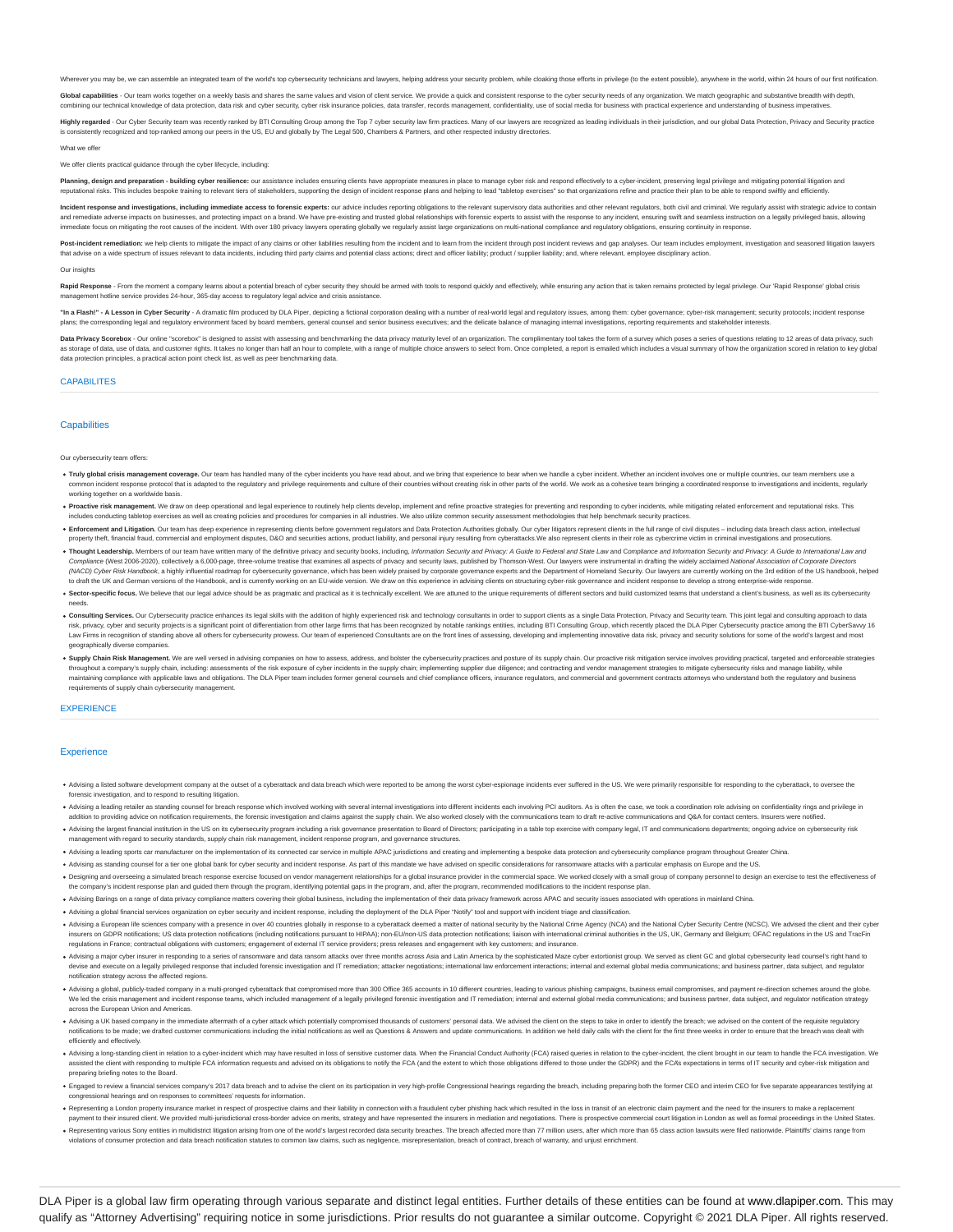Wherever you may be, we can assemble an integrated team of the world's top cybersecurity technicians and lawyers, helping address your security problem, while cloaking those efforts in privilege (to the extent possible), anywhere in the world, within 24 hours of our first notification.

**Global capabilities** - Our team works together on a weekly basis and shares the same values and vision of client service. We provide a quick and consistent response to the cyber security needs of any organization. We match geographic and substantive breadth with depth, combining our technical knowledge of data protection, data risk and cyber security, cyber risk insurance policies, data transfer, records management, confidentiality, use of social media for business with practical experience and understanding of business imperatives.

**Highly regarded** - Our Cyber Security team was recently ranked by BTI Consulting Group among the Top 7 cyber security law firm practices. Many of our lawyers are recognized as leading individuals in their jurisdiction, and our global Data Protection, Privacy and Security practice is consistently recognized and top-ranked among our peers in the US, EU and globally by The Legal 500, Chambers & Partners, and other respected industry directories.

What we offer

We offer clients practical guidance through the cyber lifecycle, including:

**Planning, design and preparation - building cyber resilience:** our assistance includes ensuring clients have appropriate measures in place to manage cyber risk and respond effectively to a cyber-incident, preserving legal privilege and mitigating potential litigation and reputational risks. This includes bespoke training to relevant tiers of stakeholders, supporting the design of incident response plans and helping to lead "tabletop exercises" so that organizations refine and practice their plan to be able to respond swiftly and efficiently.

**Incident response and investigations, including immediate access to forensic experts:** our advice includes reporting obligations to the relevant supervisory data authorities and other relevant regulators, both civil and criminal. We regularly assist with strategic advice to contain and remediate adverse impacts on businesses, and protecting impact on a brand. We have pre-existing and trusted global relationships with forensic experts to assist with the response to any incident, ensuring swift and seamless instruction on a legally privileged basis, allowing immediate focus on mitigating the root causes of the incident. With over 180 privacy lawyers operating globally we regularly assist large organizations on multi-national compliance and regulatory obligations, ensuring continuity in response.

**Post-incident remediation:** we help clients to mitigate the impact of any claims or other liabilities resulting from the incident and to learn from the incident through post incident reviews and gap analyses. Our team includes employment, investigation and seasoned litigation lawyers that advise on a wide spectrum of issues relevant to data incidents, including third party claims and potential class actions; direct and officer liability; product / supplier liability; and, where relevant, employee disciplinary action.

Our insights

**Rapid Response** - From the moment a company learns about a potential breach of cyber security they should be armed with tools to respond quickly and effectively, while ensuring any action that is taken remains protected by legal privilege. Our 'Rapid Response' global crisis management hotline service provides 24-hour, 365-day access to regulatory legal advice and crisis assistance.

**"In a Flash!" - A Lesson in Cyber Security** - A dramatic film produced by DLA Piper, depicting a fictional corporation dealing with a number of real-world legal and regulatory issues, among them: cyber governance; cyber-risk management; security protocols; incident response plans; the corresponding legal and regulatory environment faced by board members, general counsel and senior business executives; and the delicate balance of managing internal investigations, reporting requirements and stakeholder interests.

**Data Privacy Scorebox** - Our online "scorebox" is designed to assist with assessing and benchmarking the data privacy maturity level of an organization. The complimentary tool takes the form of a survey which poses a series of questions relating to 12 areas of data privacy, such as storage of data, use of data, and customer rights. It takes no longer than half an hour to complete, with a range of multiple choice answers to select from. Once completed, a report is emailed which includes a visual summary of how the organization scored in relation to key global data protection principles, a practical action point check list, as well as peer benchmarking data.

## CAPABILITES

### Capabilities

Our cybersecurity team offers:

- **Truly global crisis management coverage.** Our team has handled many of the cyber incidents you have read about, and we bring that experience to bear when we handle a cyber incident. Whether an incident involves one or multiple countries, our team members use a common incident response protocol that is adapted to the regulatory and privilege requirements and culture of their countries without creating risk in other parts of the world. We work as a cohesive team bringing a coordinated response to investigations and incidents, regularly working together on a worldwide basis.
- **Proactive risk management.** We draw on deep operational and legal experience to routinely help clients develop, implement and refine proactive strategies for preventing and responding to cyber incidents, while mitigating related enforcement and reputational risks. This includes conducting tabletop exercises as well as creating policies and procedures for companies in all industries. We also utilize common security assessment methodologies that help benchmark security practices.
- **Enforcement and Litigation.** Our team has deep experience in representing clients before government regulators and Data Protection Authorities globally. Our cyber litigators represent clients in the full range of civil disputes – including data breach class action, intellectual property theft, financial fraud, commercial and employment disputes, D&O and securities actions, product liability, and personal injury resulting from cyberattacks.We also represent clients in their role as cybercrime victim in criminal investigations and prosecutions.
- **Thought Leadership.** Members of our team have written many of the definitive privacy and security books, including, *Information Security and Privacy: A Guide to Federal and State Law* and *Compliance and Information Security and Privacy: A Guide to International Law and Compliance* (West 2006-2020), collectively a 6,000-page, three-volume treatise that examines all aspects of privacy and security laws, published by Thomson-West. Our lawyers were instrumental in drafting the widely acclaimed *National Association of Corporate Directors (NACD) Cyber Risk Handbook*, a highly influential roadmap for cybersecurity governance, which has been widely praised by corporate governance experts and the Department of Homeland Security. Our lawyers are currently working on the 3rd edition of the US handbook, helped to draft the UK and German versions of the Handbook, and is currently working on an EU-wide version. We draw on this experience in advising clients on structuring cyber-risk governance and incident response to develop a strong enterprise-wide response.
- **Sector-specific focus.** We believe that our legal advice should be as pragmatic and practical as it is technically excellent. We are attuned to the unique requirements of different sectors and build customized teams that understand a client's business, as well as its cybersecurity needs.
- **Consulting Services.** Our Cybersecurity practice enhances its legal skills with the addition of highly experienced risk and technology consultants in order to support clients as a single Data Protection, Privacy and Security team. This joint legal and consulting approach to data risk, privacy, cyber and security projects is a significant point of differentiation from other large firms that has been recognized by notable rankings entities, including BTI Consulting Group, which recently placed the DLA Piper Cybersecurity practice among the BTI CyberSavvy 16 Law Firms in recognition of standing above all others for cybersecurity prowess. Our team of experienced Consultants are on the front lines of assessing, developing and implementing innovative data risk, privacy and security solutions for some of the world's largest and most geographically diverse companies.
- **Supply Chain Risk Management.** We are well versed in advising companies on how to assess, address, and bolster the cybersecurity practices and posture of its supply chain. Our proactive risk mitigation service involves providing practical, targeted and enforceable strategies throughout a company's supply chain, including: assessments of the risk exposure of cyber incidents in the supply chain; implementing supplier due diligence; and contracting and vendor management strategies to mitigate cybersecurity risks and manage liability, while maintaining compliance with applicable laws and obligations. The DLA Piper team includes former general counsels and chief compliance officers, insurance regulators, and commercial and government contracts attorneys who understand both the regulatory and business requirements of supply chain cybersecurity management.

## EXPERIENCE

### Experience

- Advising a listed software development company at the outset of a cyberattack and data breach which were reported to be among the worst cyber-espionage incidents ever suffered in the US. We were primarily responsible for responding to the cyberattack, to oversee the forensic investigation, and to respond to resulting litigation.
- Advising a leading retailer as standing counsel for breach response which involved working with several internal investigations into different incidents each involving PCI auditors. As is often the case, we took a coordination role advising on confidentiality rings and privilege in addition to providing advice on notification requirements, the forensic investigation and claims against the supply chain. We also worked closely with the communications team to draft re-active communications and Q&A for contact centers. Insurers were notified.
- Advising the largest financial institution in the US on its cybersecurity program including a risk governance presentation to Board of Directors; participating in a table top exercise with company legal, IT and communications departments; ongoing advice on cybersecurity risk management with regard to security standards, supply chain risk management, incident response program, and governance structures.
- Advising a leading sports car manufacturer on the implementation of its connected car service in multiple APAC jurisdictions and creating and implementing a bespoke data protection and cybersecurity compliance program throughout Greater China.
- Advising as standing counsel for a tier one global bank for cyber security and incident response. As part of this mandate we have advised on specific considerations for ransomware attacks with a particular emphasis on Europe and the US.
- Designing and overseeing a simulated breach response exercise focused on vendor management relationships for a global insurance provider in the commercial space. We worked closely with a small group of company personnel to design an exercise to test the effectiveness of the company's incident response plan and guided them through the program, identifying potential gaps in the program, and, after the program, recommended modifications to the incident response plan.
- Advising Barings on a range of data privacy compliance matters covering their global business, including the implementation of their data privacy framework across APAC and security issues associated with operations in mainland China.
- Advising a global financial services organization on cyber security and incident response, including the deployment of the DLA Piper "Notify" tool and support with incident triage and classification.
- Advising a European life sciences company with a presence in over 40 countries globally in response to a cyberattack deemed a matter of national security by the National Crime Agency (NCA) and the National Cyber Security Centre (NCSC). We advised the client and their cyber insurers on GDPR notifications; US data protection notifications (including notifications pursuant to HIPAA); non-EU/non-US data protection notifications; liaison with international criminal authorities in the US, UK, Germany and Belgium; OFAC regulations in the US and TracFin regulations in France; contractual obligations with customers; engagement of external IT service providers; press releases and engagement with key customers; and insurance.
- Advising a major cyber insurer in responding to a series of ransomware and data ransom attacks over three months across Asia and Latin America by the sophisticated Maze cyber extortionist group. We served as client GC and global cybersecurity lead counsel's right hand to devise and execute on a legally privileged response that included forensic investigation and IT remediation; attacker negotiations; international law enforcement interactions; internal and external global media communications; and business partner, data subject, and regulator notification strategy across the affected regions.
- Advising a global, publicly-traded company in a multi-pronged cyberattack that compromised more than 300 Office 365 accounts in 10 different countries, leading to various phishing campaigns, business email compromises, and payment re-direction schemes around the globe. We led the crisis management and incident response teams, which included management of a legally privileged forensic investigation and IT remediation; internal and external global media communications; and business partner, data subject, and regulator notification strategy across the European Union and Americas.
- Advising a UK based company in the immediate aftermath of a cyber attack which potentially compromised thousands of customers' personal data. We advised the client on the steps to take in order to identify the breach; we advised on the content of the requisite regulatory notifications to be made; we drafted customer communications including the initial notifications as well as Questions & Answers and update communications. In addition we held daily calls with the client for the first three weeks in order to ensure that the breach was dealt with efficiently and effectively.
- Advising a long-standing client in relation to a cyber-incident which may have resulted in loss of sensitive customer data. When the Financial Conduct Authority (FCA) raised queries in relation to the cyber-incident, the client brought in our team to handle the FCA investigation. We assisted the client with responding to multiple FCA information requests and advised on its obligations to notify the FCA (and the extent to which those obligations differed to those under the GDPR) and the FCA's expectations in terms of IT security and cyber-risk mitigation and preparing briefing notes to the Board.
- Engaged to review a financial services company's 2017 data breach and to advise the client on its participation in very high-profile Congressional hearings regarding the breach, including preparing both the former CEO and interim CEO for five separate appearances testifying at congressional hearings and on responses to committees' requests for information.
- Representing a London property insurance market in respect of prospective claims and their liability in connection with a fraudulent cyber phishing hack which resulted in the loss in transit of an electronic claim payment and the need for the insurers to make a replacement payment to their insured client. We provided multi-jurisdictional cross-border advice on merits, strategy and have represented the insurers in mediation and negotiations. There is prospective commercial court litigation in London as well as formal proceedings in the United States.
- Representing various Sony entities in multidistrict litigation arising from one of the world's largest recorded data security breaches. The breach affected more than 77 million users, after which more than 65 class action lawsuits were filed nationwide. Plaintiffs' claims range from violations of consumer protection and data breach notification statutes to common law claims, such as negligence, misrepresentation, breach of contract, breach of warranty, and unjust enrichment.

DLA Piper is a global law firm operating through various separate and distinct legal entities. Further details of these entities can be found at www.dlapiper.com. This may qualify as "Attorney Advertising" requiring notice in some jurisdictions. Prior results do not guarantee a similar outcome. Copyright © 2021 DLA Piper. All rights reserved.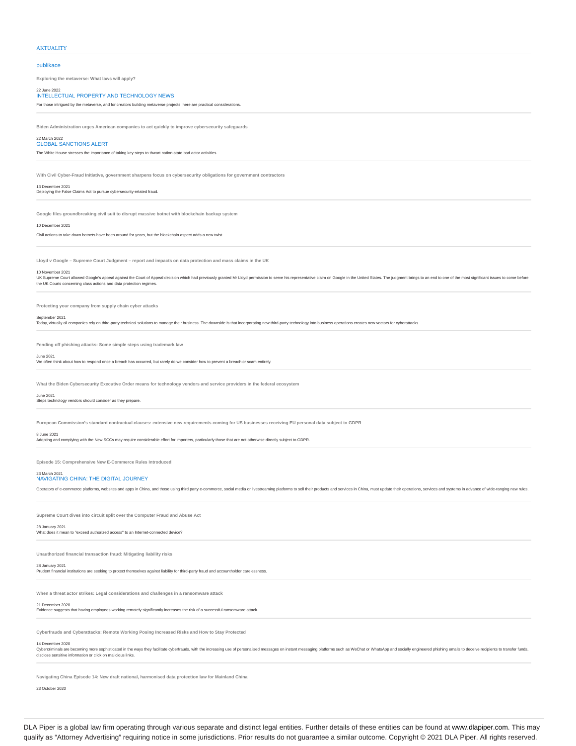AKTUALITY

## publikace

**Exploring the metaverse: What laws will apply?**

22 June 2022
INTELLECTUAL PROPERTY AND TECHNOLOGY NEWS

For those intrigued by the metaverse, and for creators building metaverse projects, here are practical considerations.

---

**Biden Administration urges American companies to act quickly to improve cybersecurity safeguards**

22 March 2022
GLOBAL SANCTIONS ALERT

The White House stresses the importance of taking key steps to thwart nation-state bad actor activities.

---

**With Civil Cyber-Fraud Initiative, government sharpens focus on cybersecurity obligations for government contractors**

13 December 2021
Deploying the False Claims Act to pursue cybersecurity-related fraud.

---

**Google files groundbreaking civil suit to disrupt massive botnet with blockchain backup system**

10 December 2021

Civil actions to take down botnets have been around for years, but the blockchain aspect adds a new twist.

---

**Lloyd v Google – Supreme Court Judgment – report and impacts on data protection and mass claims in the UK**

10 November 2021
UK Supreme Court allowed Google's appeal against the Court of Appeal decision which had previously granted Mr Lloyd permission to serve his representative claim on Google in the United States. The judgment brings to an end to one of the most significant issues to come before the UK Courts concerning class actions and data protection regimes.

---

**Protecting your company from supply chain cyber attacks**

September 2021
Today, virtually all companies rely on third-party technical solutions to manage their business. The downside is that incorporating new third-party technology into business operations creates new vectors for cyberattacks.

---

**Fending off phishing attacks: Some simple steps using trademark law**

June 2021
We often think about how to respond once a breach has occurred, but rarely do we consider how to prevent a breach or scam entirely.

---

**What the Biden Cybersecurity Executive Order means for technology vendors and service providers in the federal ecosystem**

June 2021
Steps technology vendors should consider as they prepare.

---

**European Commission's standard contractual clauses: extensive new requirements coming for US businesses receiving EU personal data subject to GDPR**

8 June 2021
Adopting and complying with the New SCCs may require considerable effort for importers, particularly those that are not otherwise directly subject to GDPR.

---

**Episode 15: Comprehensive New E-Commerce Rules Introduced**

23 March 2021
NAVIGATING CHINA: THE DIGITAL JOURNEY

Operators of e-commerce platforms, websites and apps in China, and those using third party e-commerce, social media or livestreaming platforms to sell their products and services in China, must update their operations, services and systems in advance of wide-ranging new rules.

---

**Supreme Court dives into circuit split over the Computer Fraud and Abuse Act**

28 January 2021
What does it mean to "exceed authorized access" to an Internet-connected device?

---

**Unauthorized financial transaction fraud: Mitigating liability risks**

28 January 2021
Prudent financial institutions are seeking to protect themselves against liability for third-party fraud and accountholder carelessness.

---

**When a threat actor strikes: Legal considerations and challenges in a ransomware attack**

21 December 2020
Evidence suggests that having employees working remotely significantly increases the risk of a successful ransomware attack.

---

**Cyberfrauds and Cyberattacks: Remote Working Posing Increased Risks and How to Stay Protected**

14 December 2020
Cybercriminals are becoming more sophisticated in the ways they facilitate cyberfrauds, with the increasing use of personalised messages on instant messaging platforms such as WeChat or WhatsApp and socially engineered phishing emails to deceive recipients to transfer funds, disclose sensitive information or click on malicious links.

---

**Navigating China Episode 14: New draft national, harmonised data protection law for Mainland China**

23 October 2020

DLA Piper is a global law firm operating through various separate and distinct legal entities. Further details of these entities can be found at www.dlapiper.com. This may qualify as "Attorney Advertising" requiring notice in some jurisdictions. Prior results do not guarantee a similar outcome. Copyright © 2021 DLA Piper. All rights reserved.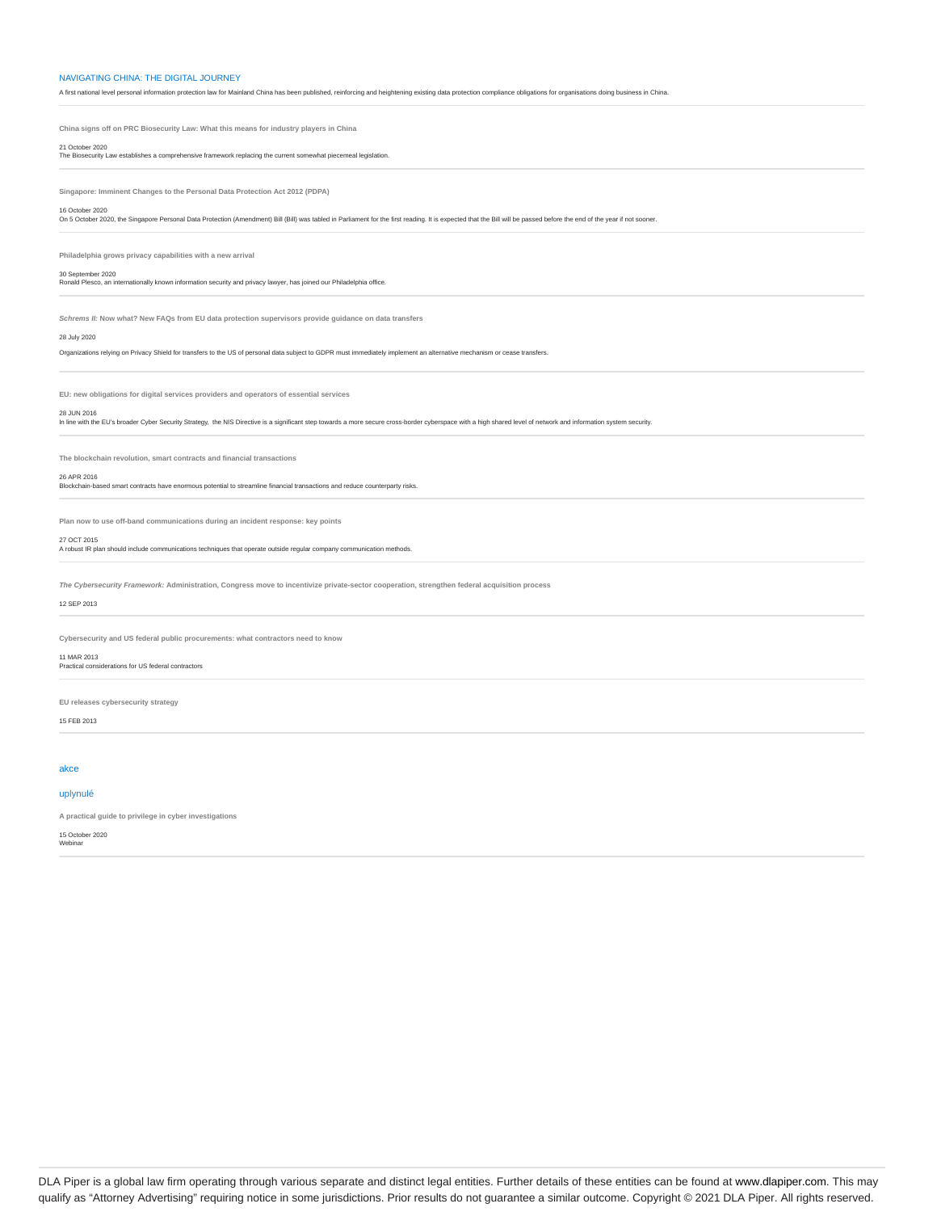NAVIGATING CHINA: THE DIGITAL JOURNEY

A first national level personal information protection law for Mainland China has been published, reinforcing and heightening existing data protection compliance obligations for organisations doing business in China.

---

**China signs off on PRC Biosecurity Law: What this means for industry players in China**

21 October 2020
The Biosecurity Law establishes a comprehensive framework replacing the current somewhat piecemeal legislation.

---

**Singapore: Imminent Changes to the Personal Data Protection Act 2012 (PDPA)**

16 October 2020
On 5 October 2020, the Singapore Personal Data Protection (Amendment) Bill (Bill) was tabled in Parliament for the first reading. It is expected that the Bill will be passed before the end of the year if not sooner.

---

**Philadelphia grows privacy capabilities with a new arrival**

30 September 2020
Ronald Plesco, an internationally known information security and privacy lawyer, has joined our Philadelphia office.

---

***Schrems II:* Now what? New FAQs from EU data protection supervisors provide guidance on data transfers**

28 July 2020

Organizations relying on Privacy Shield for transfers to the US of personal data subject to GDPR must immediately implement an alternative mechanism or cease transfers.

---

**EU: new obligations for digital services providers and operators of essential services**

28 JUN 2016
In line with the EU's broader Cyber Security Strategy, the NIS Directive is a significant step towards a more secure cross-border cyberspace with a high shared level of network and information system security.

---

**The blockchain revolution, smart contracts and financial transactions**

26 APR 2016
Blockchain-based smart contracts have enormous potential to streamline financial transactions and reduce counterparty risks.

---

**Plan now to use off-band communications during an incident response: key points**

27 OCT 2015
A robust IR plan should include communications techniques that operate outside regular company communication methods.

---

***The Cybersecurity Framework:* Administration, Congress move to incentivize private-sector cooperation, strengthen federal acquisition process**

12 SEP 2013

---

**Cybersecurity and US federal public procurements: what contractors need to know**

11 MAR 2013
Practical considerations for US federal contractors

---

**EU releases cybersecurity strategy**

15 FEB 2013

---

## akce

### uplynulé

**A practical guide to privilege in cyber investigations**

15 October 2020
Webinar

---

DLA Piper is a global law firm operating through various separate and distinct legal entities. Further details of these entities can be found at www.dlapiper.com. This may qualify as "Attorney Advertising" requiring notice in some jurisdictions. Prior results do not guarantee a similar outcome. Copyright © 2021 DLA Piper. All rights reserved.